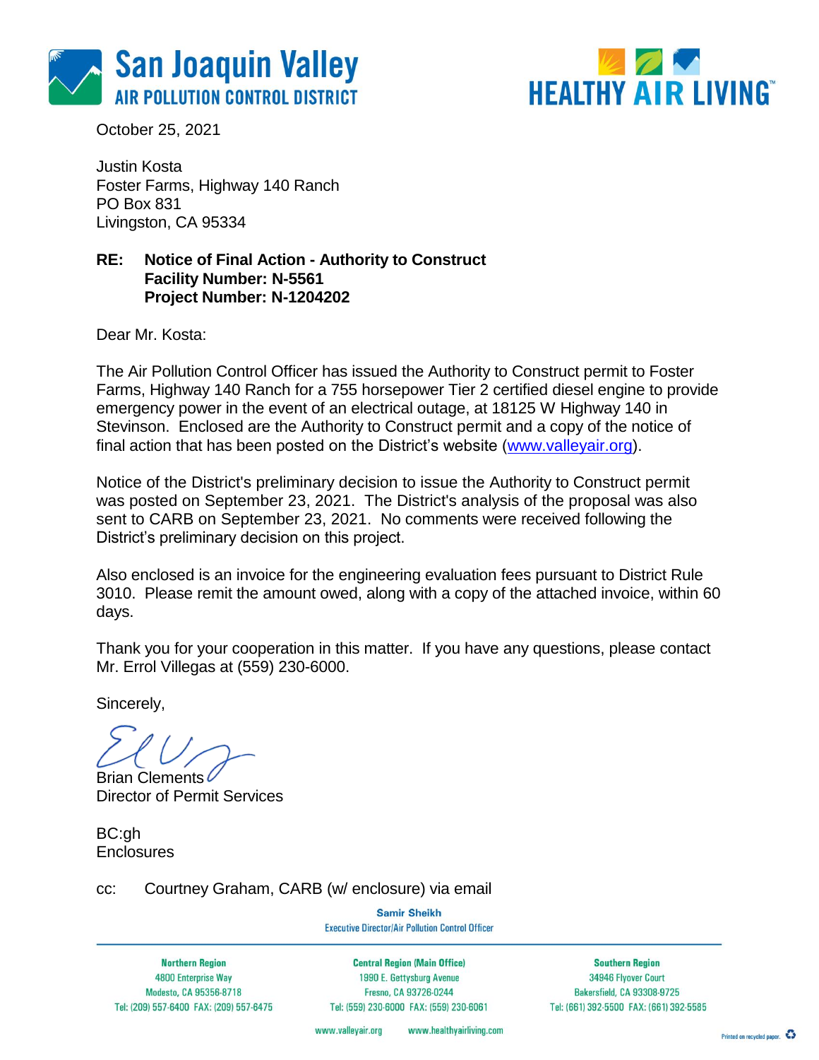**San Joaquin Valley**
**AIR POLLUTION CONTROL DISTRICT**

**HEALTHY AIR LIVING™**

October 25, 2021

Justin Kosta
Foster Farms, Highway 140 Ranch
PO Box 831
Livingston, CA 95334

**RE: Notice of Final Action - Authority to Construct**
**Facility Number: N-5561**
**Project Number: N-1204202**

Dear Mr. Kosta:

The Air Pollution Control Officer has issued the Authority to Construct permit to Foster Farms, Highway 140 Ranch for a 755 horsepower Tier 2 certified diesel engine to provide emergency power in the event of an electrical outage, at 18125 W Highway 140 in Stevinson. Enclosed are the Authority to Construct permit and a copy of the notice of final action that has been posted on the District's website (www.valleyair.org).

Notice of the District's preliminary decision to issue the Authority to Construct permit was posted on September 23, 2021. The District's analysis of the proposal was also sent to CARB on September 23, 2021. No comments were received following the District's preliminary decision on this project.

Also enclosed is an invoice for the engineering evaluation fees pursuant to District Rule 3010. Please remit the amount owed, along with a copy of the attached invoice, within 60 days.

Thank you for your cooperation in this matter. If you have any questions, please contact Mr. Errol Villegas at (559) 230-6000.

Sincerely,

Brian Clements
Director of Permit Services

BC:gh
Enclosures

cc: Courtney Graham, CARB (w/ enclosure) via email

**Samir Sheikh**
Executive Director/Air Pollution Control Officer

| Northern Region | Central Region (Main Office) | Southern Region |
|---|---|---|
| 4800 Enterprise Way | 1990 E. Gettysburg Avenue | 34946 Flyover Court |
| Modesto, CA 95356-8718 | Fresno, CA 93726-0244 | Bakersfield, CA 93308-9725 |
| Tel: (209) 557-6400 FAX: (209) 557-6475 | Tel: (559) 230-6000 FAX: (559) 230-6061 | Tel: (661) 392-5500 FAX: (661) 392-5585 |

www.valleyair.org www.healthyairliving.com

Printed on recycled paper.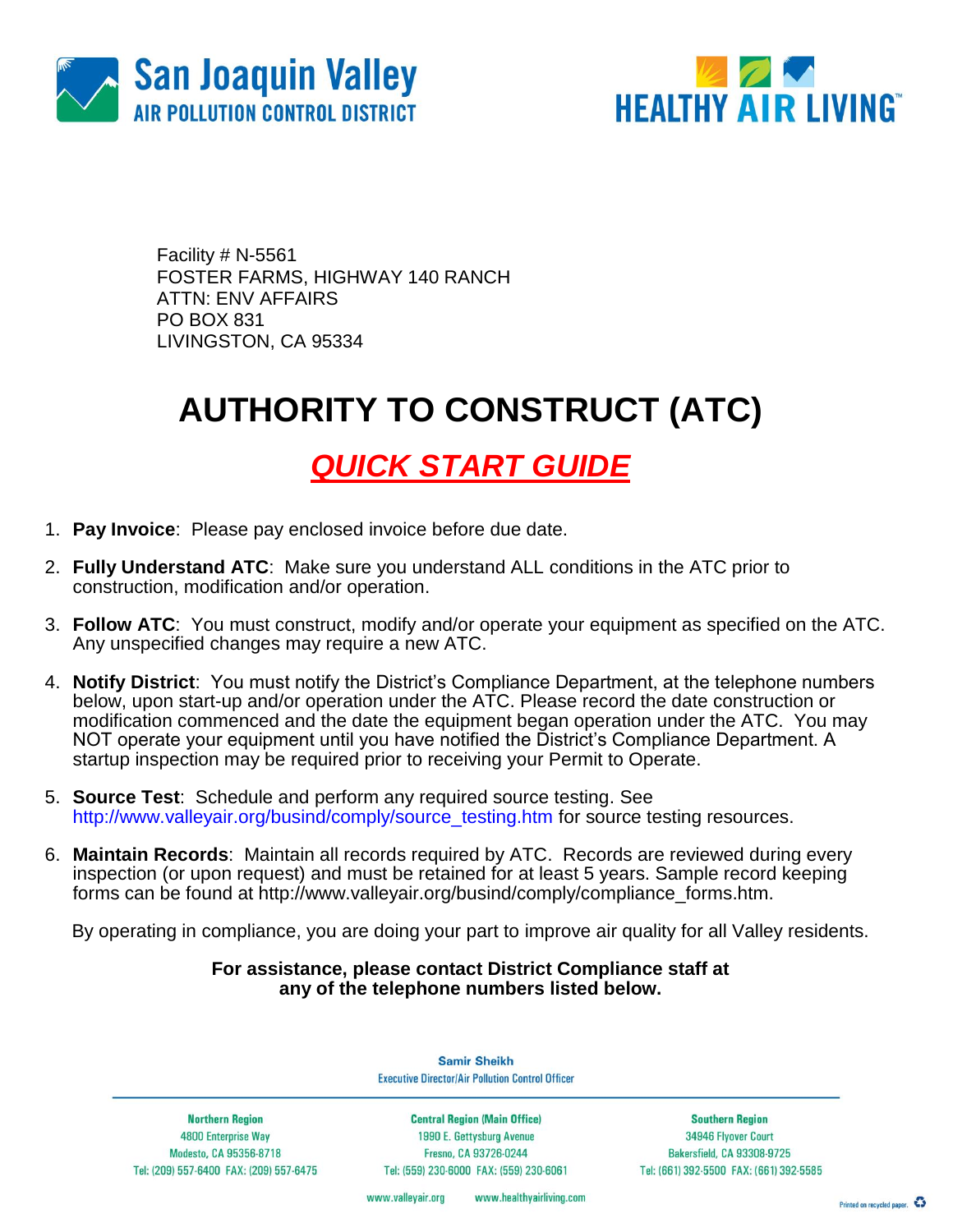San Joaquin Valley
AIR POLLUTION CONTROL DISTRICT

HEALTHY AIR LIVING™

Facility # N-5561
FOSTER FARMS, HIGHWAY 140 RANCH
ATTN: ENV AFFAIRS
PO BOX 831
LIVINGSTON, CA 95334

# AUTHORITY TO CONSTRUCT (ATC)

## *QUICK START GUIDE*

1. **Pay Invoice**: Please pay enclosed invoice before due date.
2. **Fully Understand ATC**: Make sure you understand ALL conditions in the ATC prior to construction, modification and/or operation.
3. **Follow ATC**: You must construct, modify and/or operate your equipment as specified on the ATC. Any unspecified changes may require a new ATC.
4. **Notify District**: You must notify the District's Compliance Department, at the telephone numbers below, upon start-up and/or operation under the ATC. Please record the date construction or modification commenced and the date the equipment began operation under the ATC. You may NOT operate your equipment until you have notified the District's Compliance Department. A startup inspection may be required prior to receiving your Permit to Operate.
5. **Source Test**: Schedule and perform any required source testing. See http://www.valleyair.org/busind/comply/source_testing.htm for source testing resources.
6. **Maintain Records**: Maintain all records required by ATC. Records are reviewed during every inspection (or upon request) and must be retained for at least 5 years. Sample record keeping forms can be found at http://www.valleyair.org/busind/comply/compliance_forms.htm.

By operating in compliance, you are doing your part to improve air quality for all Valley residents.

**For assistance, please contact District Compliance staff at any of the telephone numbers listed below.**

**Samir Sheikh**
Executive Director/Air Pollution Control Officer

| Northern Region | Central Region (Main Office) | Southern Region |
| --- | --- | --- |
| 4800 Enterprise Way | 1990 E. Gettysburg Avenue | 34946 Flyover Court |
| Modesto, CA 95356-8718 | Fresno, CA 93726-0244 | Bakersfield, CA 93308-9725 |
| Tel: (209) 557-6400 FAX: (209) 557-6475 | Tel: (559) 230-6000 FAX: (559) 230-6061 | Tel: (661) 392-5500 FAX: (661) 392-5585 |

www.valleyair.org www.healthyairliving.com

Printed on recycled paper.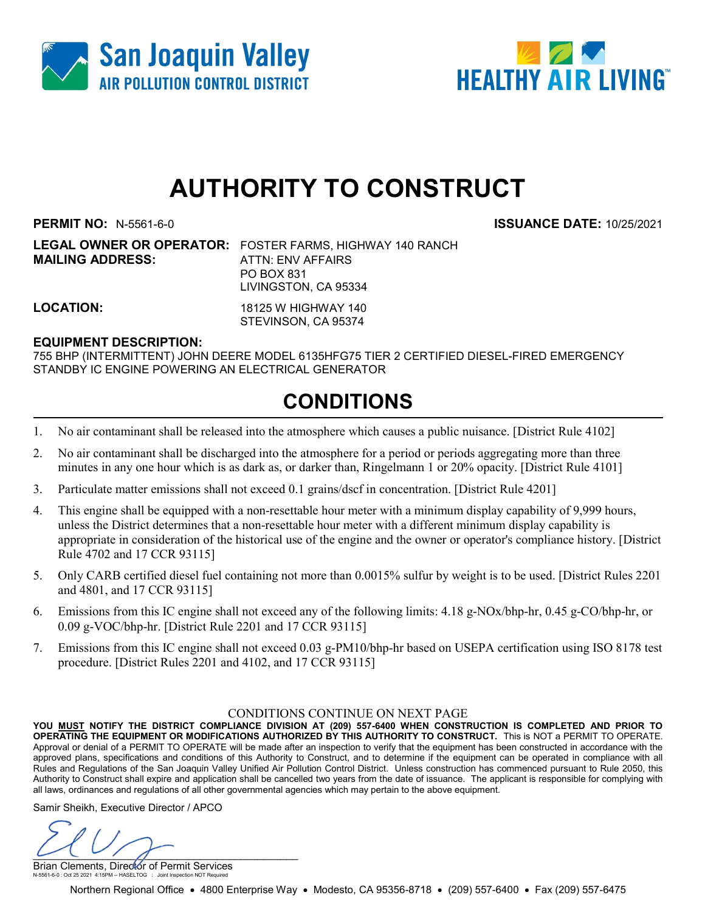San Joaquin Valley
AIR POLLUTION CONTROL DISTRICT

HEALTHY AIR LIVING™

# AUTHORITY TO CONSTRUCT

**PERMIT NO:** N-5561-6-0 **ISSUANCE DATE:** 10/25/2021

**LEGAL OWNER OR OPERATOR:** FOSTER FARMS, HIGHWAY 140 RANCH
**MAILING ADDRESS:** ATTN: ENV AFFAIRS
PO BOX 831
LIVINGSTON, CA 95334

**LOCATION:** 18125 W HIGHWAY 140
STEVINSON, CA 95374

**EQUIPMENT DESCRIPTION:**
755 BHP (INTERMITTENT) JOHN DEERE MODEL 6135HFG75 TIER 2 CERTIFIED DIESEL-FIRED EMERGENCY STANDBY IC ENGINE POWERING AN ELECTRICAL GENERATOR

## CONDITIONS

1. No air contaminant shall be released into the atmosphere which causes a public nuisance. [District Rule 4102]
2. No air contaminant shall be discharged into the atmosphere for a period or periods aggregating more than three minutes in any one hour which is as dark as, or darker than, Ringelmann 1 or 20% opacity. [District Rule 4101]
3. Particulate matter emissions shall not exceed 0.1 grains/dscf in concentration. [District Rule 4201]
4. This engine shall be equipped with a non-resettable hour meter with a minimum display capability of 9,999 hours, unless the District determines that a non-resettable hour meter with a different minimum display capability is appropriate in consideration of the historical use of the engine and the owner or operator's compliance history. [District Rule 4702 and 17 CCR 93115]
5. Only CARB certified diesel fuel containing not more than 0.0015% sulfur by weight is to be used. [District Rules 2201 and 4801, and 17 CCR 93115]
6. Emissions from this IC engine shall not exceed any of the following limits: 4.18 g-NOx/bhp-hr, 0.45 g-CO/bhp-hr, or 0.09 g-VOC/bhp-hr. [District Rule 2201 and 17 CCR 93115]
7. Emissions from this IC engine shall not exceed 0.03 g-PM10/bhp-hr based on USEPA certification using ISO 8178 test procedure. [District Rules 2201 and 4102, and 17 CCR 93115]

CONDITIONS CONTINUE ON NEXT PAGE

**YOU MUST NOTIFY THE DISTRICT COMPLIANCE DIVISION AT (209) 557-6400 WHEN CONSTRUCTION IS COMPLETED AND PRIOR TO OPERATING THE EQUIPMENT OR MODIFICATIONS AUTHORIZED BY THIS AUTHORITY TO CONSTRUCT.** This is NOT a PERMIT TO OPERATE. Approval or denial of a PERMIT TO OPERATE will be made after an inspection to verify that the equipment has been constructed in accordance with the approved plans, specifications and conditions of this Authority to Construct, and to determine if the equipment can be operated in compliance with all Rules and Regulations of the San Joaquin Valley Unified Air Pollution Control District. Unless construction has commenced pursuant to Rule 2050, this Authority to Construct shall expire and application shall be cancelled two years from the date of issuance. The applicant is responsible for complying with all laws, ordinances and regulations of all other governmental agencies which may pertain to the above equipment.

Samir Sheikh, Executive Director / APCO

Brian Clements, Director of Permit Services

N-5561-6-0 : Oct 25 2021 4:15PM -- HASELTOG : Joint Inspection NOT Required

Northern Regional Office • 4800 Enterprise Way • Modesto, CA 95356-8718 • (209) 557-6400 • Fax (209) 557-6475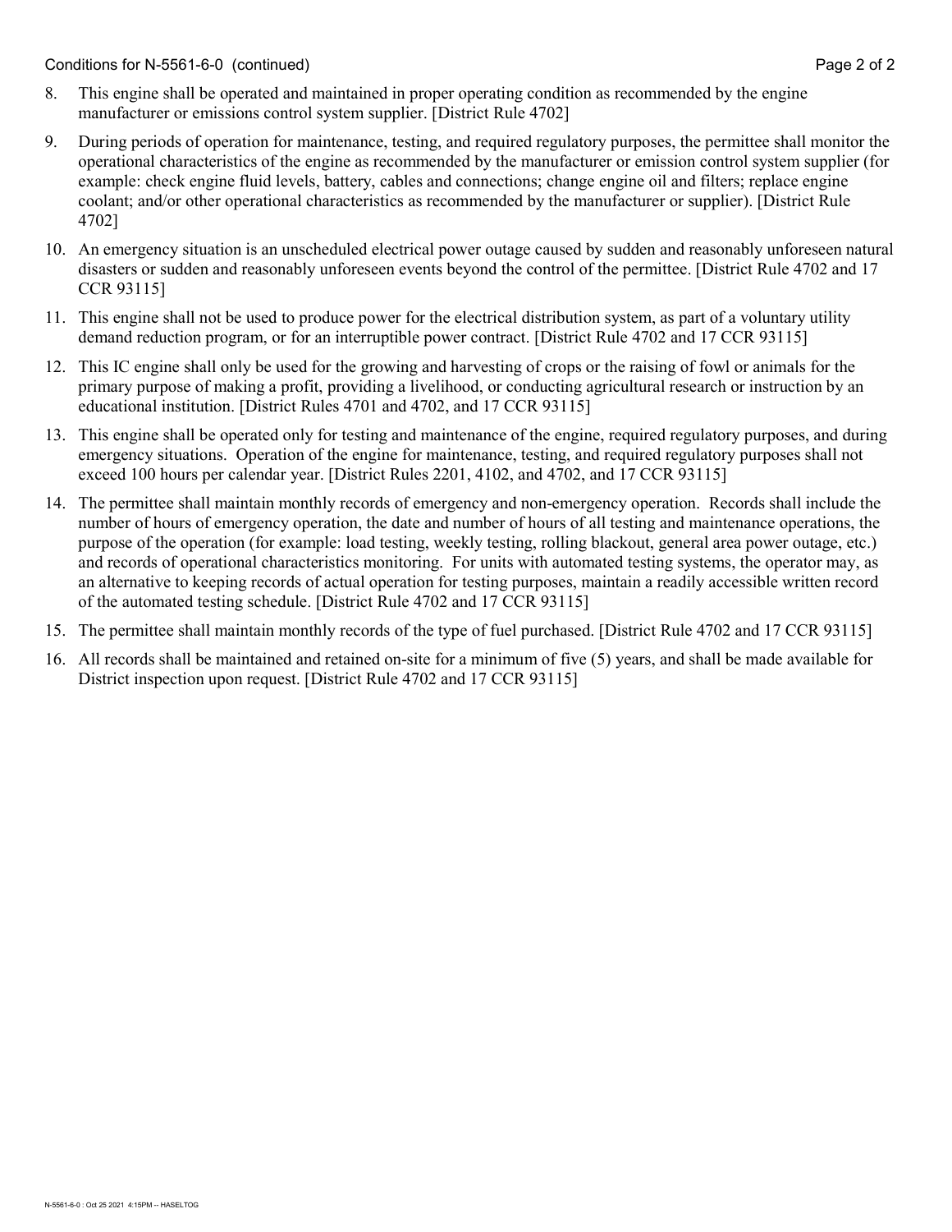8. This engine shall be operated and maintained in proper operating condition as recommended by the engine manufacturer or emissions control system supplier. [District Rule 4702]

9. During periods of operation for maintenance, testing, and required regulatory purposes, the permittee shall monitor the operational characteristics of the engine as recommended by the manufacturer or emission control system supplier (for example: check engine fluid levels, battery, cables and connections; change engine oil and filters; replace engine coolant; and/or other operational characteristics as recommended by the manufacturer or supplier). [District Rule 4702]

10. An emergency situation is an unscheduled electrical power outage caused by sudden and reasonably unforeseen natural disasters or sudden and reasonably unforeseen events beyond the control of the permittee. [District Rule 4702 and 17 CCR 93115]

11. This engine shall not be used to produce power for the electrical distribution system, as part of a voluntary utility demand reduction program, or for an interruptible power contract. [District Rule 4702 and 17 CCR 93115]

12. This IC engine shall only be used for the growing and harvesting of crops or the raising of fowl or animals for the primary purpose of making a profit, providing a livelihood, or conducting agricultural research or instruction by an educational institution. [District Rules 4701 and 4702, and 17 CCR 93115]

13. This engine shall be operated only for testing and maintenance of the engine, required regulatory purposes, and during emergency situations. Operation of the engine for maintenance, testing, and required regulatory purposes shall not exceed 100 hours per calendar year. [District Rules 2201, 4102, and 4702, and 17 CCR 93115]

14. The permittee shall maintain monthly records of emergency and non-emergency operation. Records shall include the number of hours of emergency operation, the date and number of hours of all testing and maintenance operations, the purpose of the operation (for example: load testing, weekly testing, rolling blackout, general area power outage, etc.) and records of operational characteristics monitoring. For units with automated testing systems, the operator may, as an alternative to keeping records of actual operation for testing purposes, maintain a readily accessible written record of the automated testing schedule. [District Rule 4702 and 17 CCR 93115]

15. The permittee shall maintain monthly records of the type of fuel purchased. [District Rule 4702 and 17 CCR 93115]

16. All records shall be maintained and retained on-site for a minimum of five (5) years, and shall be made available for District inspection upon request. [District Rule 4702 and 17 CCR 93115]